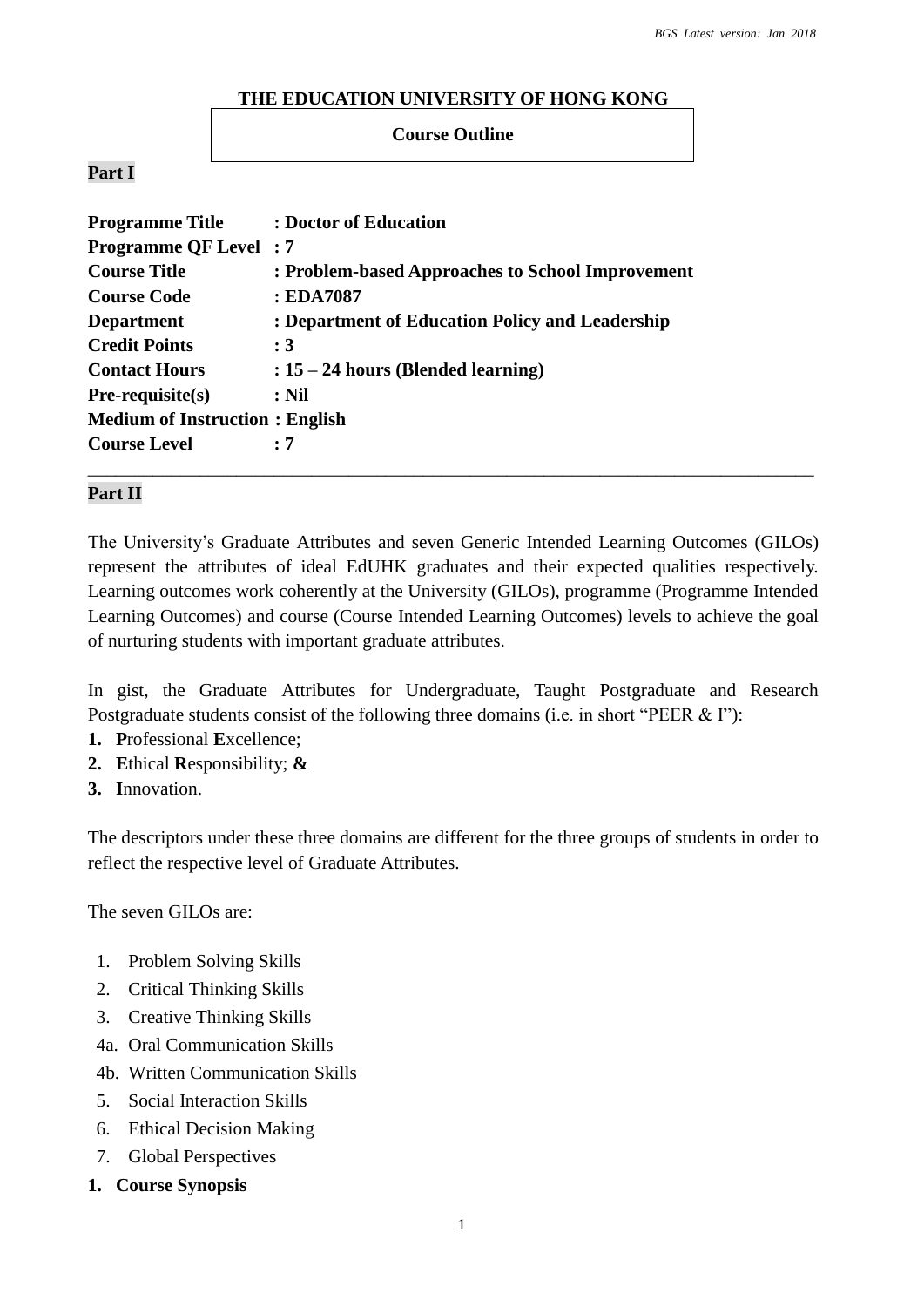**THE EDUCATION UNIVERSITY OF HONG KONG**

**Course Outline**

**Part I**

**Programme Title : Doctor of Education**
**Programme QF Level : 7**
**Course Title : Problem-based Approaches to School Improvement**
**Course Code : EDA7087**
**Department : Department of Education Policy and Leadership**
**Credit Points : 3**
**Contact Hours : 15 – 24 hours (Blended learning)**
**Pre-requisite(s) : Nil**
**Medium of Instruction : English**
**Course Level : 7**

---

**Part II**

The University's Graduate Attributes and seven Generic Intended Learning Outcomes (GILOs) represent the attributes of ideal EdUHK graduates and their expected qualities respectively. Learning outcomes work coherently at the University (GILOs), programme (Programme Intended Learning Outcomes) and course (Course Intended Learning Outcomes) levels to achieve the goal of nurturing students with important graduate attributes.

In gist, the Graduate Attributes for Undergraduate, Taught Postgraduate and Research Postgraduate students consist of the following three domains (i.e. in short "PEER & I"):

1. **P**rofessional **E**xcellence;
2. **E**thical **R**esponsibility; **&**
3. **I**nnovation.

The descriptors under these three domains are different for the three groups of students in order to reflect the respective level of Graduate Attributes.

The seven GILOs are:

1. Problem Solving Skills
2. Critical Thinking Skills
3. Creative Thinking Skills
4a. Oral Communication Skills
4b. Written Communication Skills
5. Social Interaction Skills
6. Ethical Decision Making
7. Global Perspectives

**1. Course Synopsis**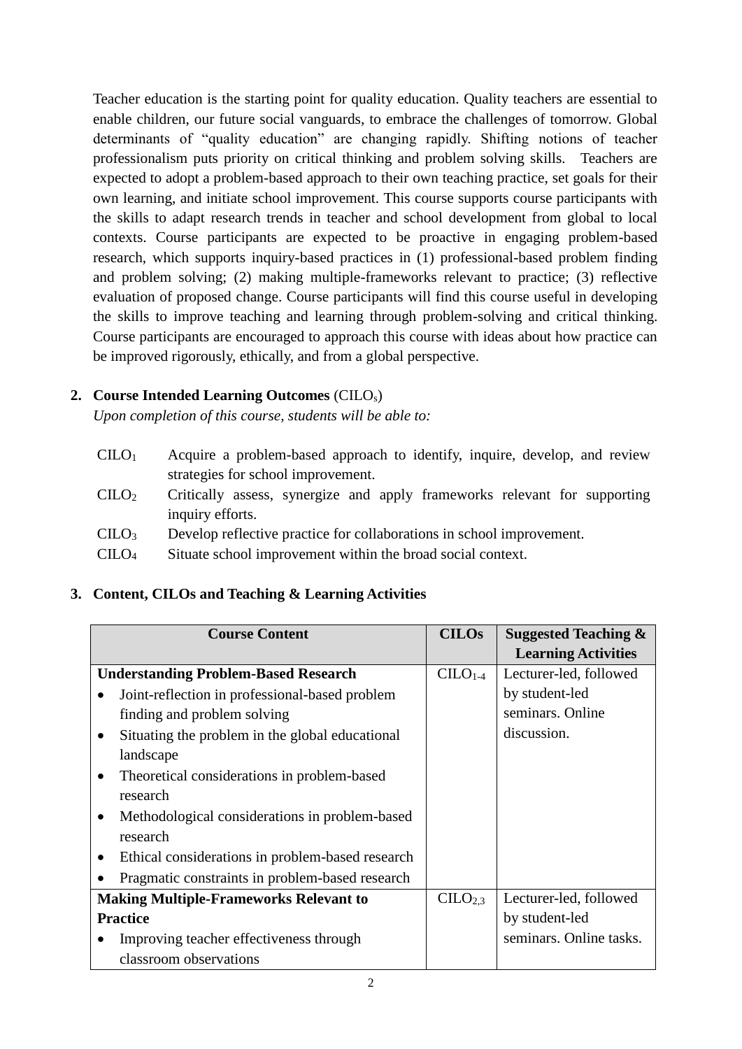Teacher education is the starting point for quality education. Quality teachers are essential to enable children, our future social vanguards, to embrace the challenges of tomorrow. Global determinants of "quality education" are changing rapidly. Shifting notions of teacher professionalism puts priority on critical thinking and problem solving skills. Teachers are expected to adopt a problem-based approach to their own teaching practice, set goals for their own learning, and initiate school improvement. This course supports course participants with the skills to adapt research trends in teacher and school development from global to local contexts. Course participants are expected to be proactive in engaging problem-based research, which supports inquiry-based practices in (1) professional-based problem finding and problem solving; (2) making multiple-frameworks relevant to practice; (3) reflective evaluation of proposed change. Course participants will find this course useful in developing the skills to improve teaching and learning through problem-solving and critical thinking. Course participants are encouraged to approach this course with ideas about how practice can be improved rigorously, ethically, and from a global perspective.

## 2. Course Intended Learning Outcomes (CILO$_s$)

*Upon completion of this course, students will be able to:*

| | |
|---|---|
| CILO$_1$ | Acquire a problem-based approach to identify, inquire, develop, and review strategies for school improvement. |
| CILO$_2$ | Critically assess, synergize and apply frameworks relevant for supporting inquiry efforts. |
| CILO$_3$ | Develop reflective practice for collaborations in school improvement. |
| CILO$_4$ | Situate school improvement within the broad social context. |

## 3. Content, CILOs and Teaching & Learning Activities

| Course Content | CILOs | Suggested Teaching & Learning Activities |
|---|---|---|
| **Understanding Problem-Based Research**<br>• Joint-reflection in professional-based problem finding and problem solving<br>• Situating the problem in the global educational landscape<br>• Theoretical considerations in problem-based research<br>• Methodological considerations in problem-based research<br>• Ethical considerations in problem-based research<br>• Pragmatic constraints in problem-based research | CILO$_{1\text{-}4}$ | Lecturer-led, followed by student-led seminars. Online discussion. |
| **Making Multiple-Frameworks Relevant to Practice**<br>• Improving teacher effectiveness through classroom observations | CILO$_{2,3}$ | Lecturer-led, followed by student-led seminars. Online tasks. |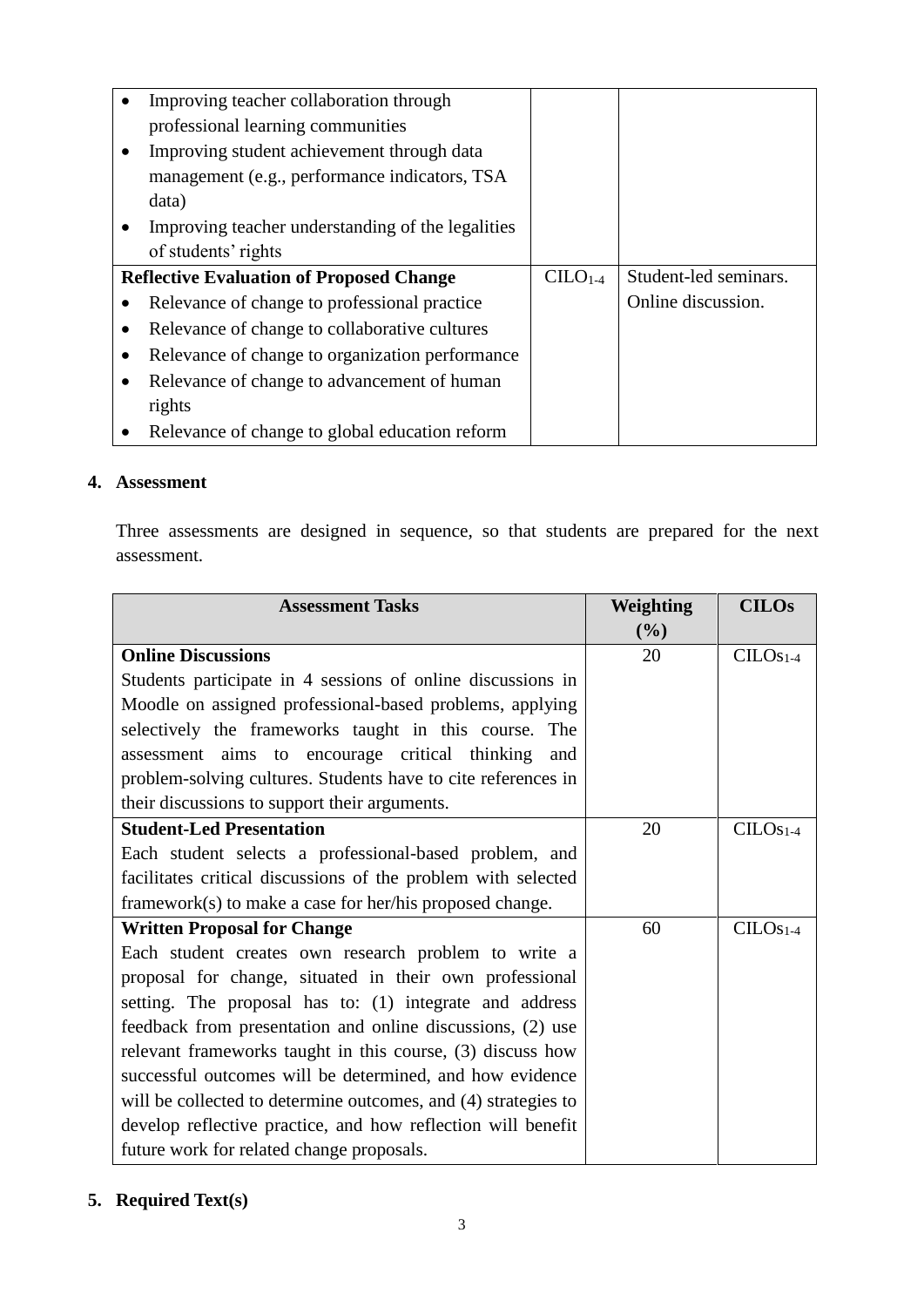| | | |
|---|---|---|
| • Improving teacher collaboration through professional learning communities<br>• Improving student achievement through data management (e.g., performance indicators, TSA data)<br>• Improving teacher understanding of the legalities of students' rights | | |
| **Reflective Evaluation of Proposed Change**<br>• Relevance of change to professional practice<br>• Relevance of change to collaborative cultures<br>• Relevance of change to organization performance<br>• Relevance of change to advancement of human rights<br>• Relevance of change to global education reform | $CILO_{1-4}$ | Student-led seminars.<br>Online discussion. |

## 4. Assessment

Three assessments are designed in sequence, so that students are prepared for the next assessment.

| Assessment Tasks | Weighting (%) | CILOs |
|---|---|---|
| **Online Discussions**<br>Students participate in 4 sessions of online discussions in Moodle on assigned professional-based problems, applying selectively the frameworks taught in this course. The assessment aims to encourage critical thinking and problem-solving cultures. Students have to cite references in their discussions to support their arguments. | 20 | $CILOs_{1-4}$ |
| **Student-Led Presentation**<br>Each student selects a professional-based problem, and facilitates critical discussions of the problem with selected framework(s) to make a case for her/his proposed change. | 20 | $CILOs_{1-4}$ |
| **Written Proposal for Change**<br>Each student creates own research problem to write a proposal for change, situated in their own professional setting. The proposal has to: (1) integrate and address feedback from presentation and online discussions, (2) use relevant frameworks taught in this course, (3) discuss how successful outcomes will be determined, and how evidence will be collected to determine outcomes, and (4) strategies to develop reflective practice, and how reflection will benefit future work for related change proposals. | 60 | $CILOs_{1-4}$ |

## 5. Required Text(s)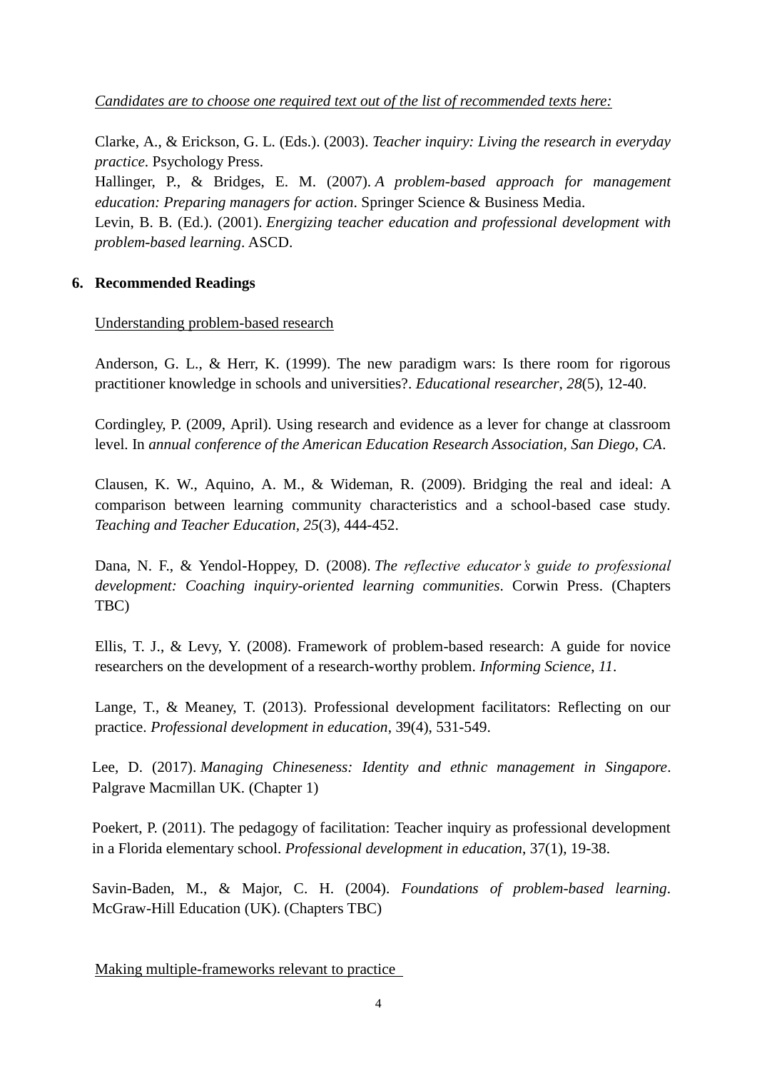<u>*Candidates are to choose one required text out of the list of recommended texts here:*</u>

Clarke, A., & Erickson, G. L. (Eds.). (2003). *Teacher inquiry: Living the research in everyday practice*. Psychology Press.
Hallinger, P., & Bridges, E. M. (2007). *A problem-based approach for management education: Preparing managers for action*. Springer Science & Business Media.
Levin, B. B. (Ed.). (2001). *Energizing teacher education and professional development with problem-based learning*. ASCD.

## 6. Recommended Readings

<u>Understanding problem-based research</u>

Anderson, G. L., & Herr, K. (1999). The new paradigm wars: Is there room for rigorous practitioner knowledge in schools and universities?. *Educational researcher*, *28*(5), 12-40.

Cordingley, P. (2009, April). Using research and evidence as a lever for change at classroom level. In *annual conference of the American Education Research Association, San Diego, CA*.

Clausen, K. W., Aquino, A. M., & Wideman, R. (2009). Bridging the real and ideal: A comparison between learning community characteristics and a school-based case study. *Teaching and Teacher Education*, *25*(3), 444-452.

Dana, N. F., & Yendol-Hoppey, D. (2008). *The reflective educator's guide to professional development: Coaching inquiry-oriented learning communities*. Corwin Press. (Chapters TBC)

Ellis, T. J., & Levy, Y. (2008). Framework of problem-based research: A guide for novice researchers on the development of a research-worthy problem. *Informing Science*, *11*.

Lange, T., & Meaney, T. (2013). Professional development facilitators: Reflecting on our practice. *Professional development in education*, 39(4), 531-549.

Lee, D. (2017). *Managing Chineseness: Identity and ethnic management in Singapore*. Palgrave Macmillan UK. (Chapter 1)

Poekert, P. (2011). The pedagogy of facilitation: Teacher inquiry as professional development in a Florida elementary school. *Professional development in education*, 37(1), 19-38.

Savin-Baden, M., & Major, C. H. (2004). *Foundations of problem-based learning*. McGraw-Hill Education (UK). (Chapters TBC)

<u>Making multiple-frameworks relevant to practice</u>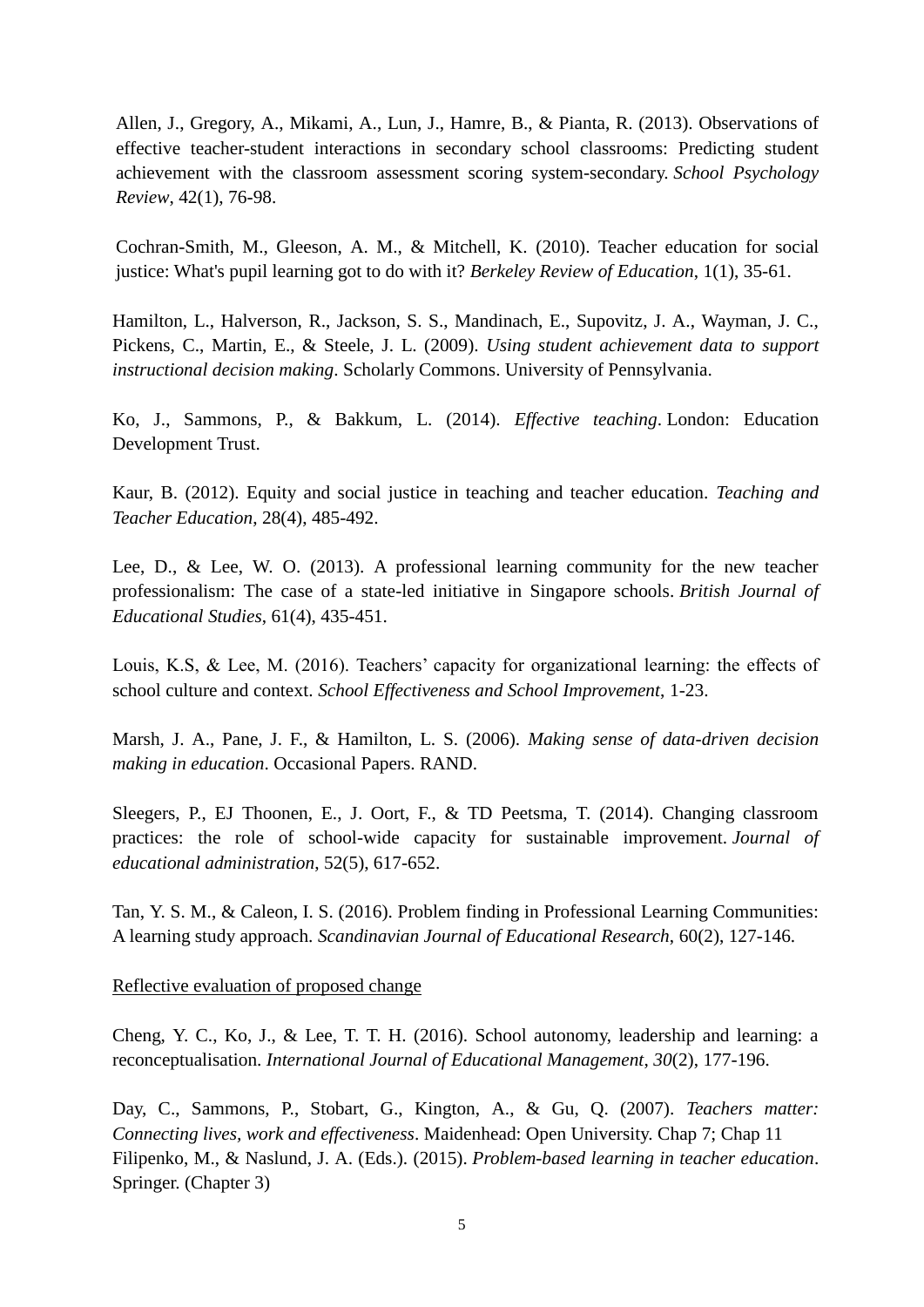Allen, J., Gregory, A., Mikami, A., Lun, J., Hamre, B., & Pianta, R. (2013). Observations of effective teacher-student interactions in secondary school classrooms: Predicting student achievement with the classroom assessment scoring system-secondary. *School Psychology Review*, 42(1), 76-98.

Cochran-Smith, M., Gleeson, A. M., & Mitchell, K. (2010). Teacher education for social justice: What's pupil learning got to do with it? *Berkeley Review of Education*, 1(1), 35-61.

Hamilton, L., Halverson, R., Jackson, S. S., Mandinach, E., Supovitz, J. A., Wayman, J. C., Pickens, C., Martin, E., & Steele, J. L. (2009). *Using student achievement data to support instructional decision making*. Scholarly Commons. University of Pennsylvania.

Ko, J., Sammons, P., & Bakkum, L. (2014). *Effective teaching*. London: Education Development Trust.

Kaur, B. (2012). Equity and social justice in teaching and teacher education. *Teaching and Teacher Education*, 28(4), 485-492.

Lee, D., & Lee, W. O. (2013). A professional learning community for the new teacher professionalism: The case of a state-led initiative in Singapore schools. *British Journal of Educational Studies*, 61(4), 435-451.

Louis, K.S, & Lee, M. (2016). Teachers' capacity for organizational learning: the effects of school culture and context. *School Effectiveness and School Improvement*, 1-23.

Marsh, J. A., Pane, J. F., & Hamilton, L. S. (2006). *Making sense of data-driven decision making in education*. Occasional Papers. RAND.

Sleegers, P., EJ Thoonen, E., J. Oort, F., & TD Peetsma, T. (2014). Changing classroom practices: the role of school-wide capacity for sustainable improvement. *Journal of educational administration*, 52(5), 617-652.

Tan, Y. S. M., & Caleon, I. S. (2016). Problem finding in Professional Learning Communities: A learning study approach. *Scandinavian Journal of Educational Research*, 60(2), 127-146.

<u>Reflective evaluation of proposed change</u>

Cheng, Y. C., Ko, J., & Lee, T. T. H. (2016). School autonomy, leadership and learning: a reconceptualisation. *International Journal of Educational Management*, *30*(2), 177-196.

Day, C., Sammons, P., Stobart, G., Kington, A., & Gu, Q. (2007). *Teachers matter: Connecting lives, work and effectiveness*. Maidenhead: Open University. Chap 7; Chap 11

Filipenko, M., & Naslund, J. A. (Eds.). (2015). *Problem-based learning in teacher education*. Springer. (Chapter 3)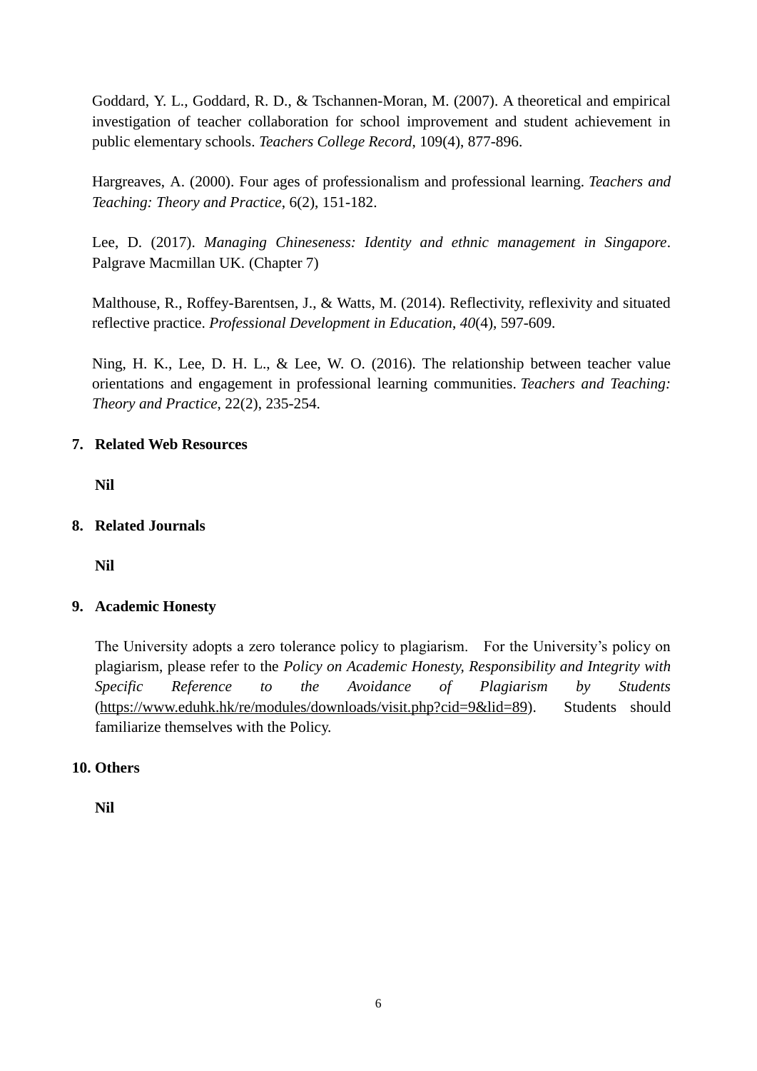Goddard, Y. L., Goddard, R. D., & Tschannen-Moran, M. (2007). A theoretical and empirical investigation of teacher collaboration for school improvement and student achievement in public elementary schools. *Teachers College Record*, 109(4), 877-896.

Hargreaves, A. (2000). Four ages of professionalism and professional learning. *Teachers and Teaching: Theory and Practice*, 6(2), 151-182.

Lee, D. (2017). *Managing Chineseness: Identity and ethnic management in Singapore*. Palgrave Macmillan UK. (Chapter 7)

Malthouse, R., Roffey-Barentsen, J., & Watts, M. (2014). Reflectivity, reflexivity and situated reflective practice. *Professional Development in Education*, *40*(4), 597-609.

Ning, H. K., Lee, D. H. L., & Lee, W. O. (2016). The relationship between teacher value orientations and engagement in professional learning communities. *Teachers and Teaching: Theory and Practice*, 22(2), 235-254.

**7. Related Web Resources**

**Nil**

**8. Related Journals**

**Nil**

**9. Academic Honesty**

The University adopts a zero tolerance policy to plagiarism. For the University's policy on plagiarism, please refer to the *Policy on Academic Honesty, Responsibility and Integrity with Specific Reference to the Avoidance of Plagiarism by Students* (https://www.eduhk.hk/re/modules/downloads/visit.php?cid=9&lid=89). Students should familiarize themselves with the Policy.

**10. Others**

**Nil**